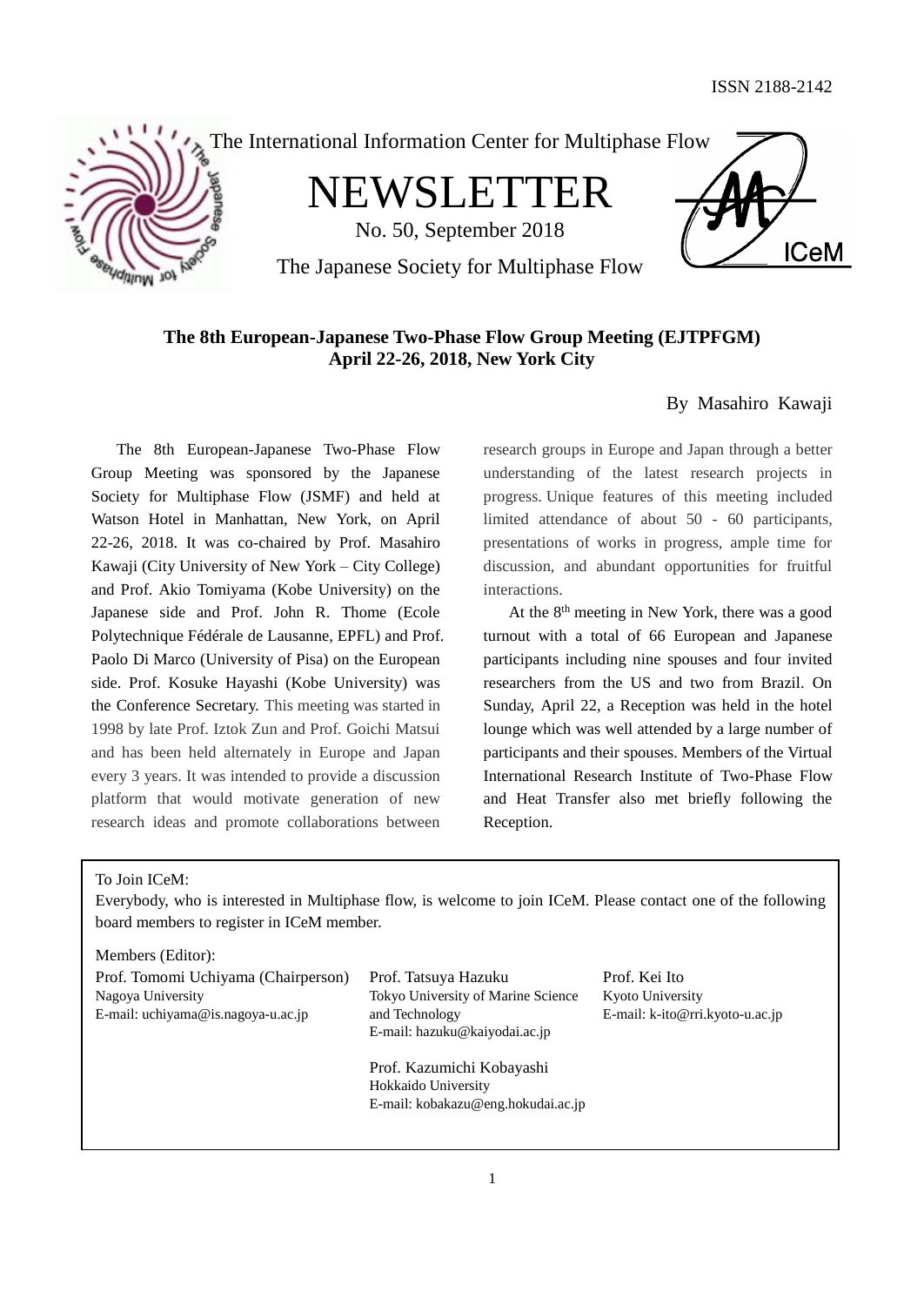ISSN 2188-2142

The International Information Center for Multiphase Flow

# NEWSLETTER

No. 50, September 2018

The Japanese Society for Multiphase Flow

## The 8th European-Japanese Two-Phase Flow Group Meeting (EJTPFGM) April 22-26, 2018, New York City

By Masahiro Kawaji

The 8th European-Japanese Two-Phase Flow Group Meeting was sponsored by the Japanese Society for Multiphase Flow (JSMF) and held at Watson Hotel in Manhattan, New York, on April 22-26, 2018. It was co-chaired by Prof. Masahiro Kawaji (City University of New York – City College) and Prof. Akio Tomiyama (Kobe University) on the Japanese side and Prof. John R. Thome (Ecole Polytechnique Fédérale de Lausanne, EPFL) and Prof. Paolo Di Marco (University of Pisa) on the European side. Prof. Kosuke Hayashi (Kobe University) was the Conference Secretary. This meeting was started in 1998 by late Prof. Iztok Zun and Prof. Goichi Matsui and has been held alternately in Europe and Japan every 3 years. It was intended to provide a discussion platform that would motivate generation of new research ideas and promote collaborations between research groups in Europe and Japan through a better understanding of the latest research projects in progress. Unique features of this meeting included limited attendance of about 50 - 60 participants, presentations of works in progress, ample time for discussion, and abundant opportunities for fruitful interactions.

At the 8th meeting in New York, there was a good turnout with a total of 66 European and Japanese participants including nine spouses and four invited researchers from the US and two from Brazil. On Sunday, April 22, a Reception was held in the hotel lounge which was well attended by a large number of participants and their spouses. Members of the Virtual International Research Institute of Two-Phase Flow and Heat Transfer also met briefly following the Reception.

---

To Join ICeM:

Everybody, who is interested in Multiphase flow, is welcome to join ICeM. Please contact one of the following board members to register in ICeM member.

Members (Editor):

Prof. Tomomi Uchiyama (Chairperson)
Nagoya University
E-mail: uchiyama@is.nagoya-u.ac.jp

Prof. Tatsuya Hazuku
Tokyo University of Marine Science and Technology
E-mail: hazuku@kaiyodai.ac.jp

Prof. Kei Ito
Kyoto University
E-mail: k-ito@rri.kyoto-u.ac.jp

Prof. Kazumichi Kobayashi
Hokkaido University
E-mail: kobakazu@eng.hokudai.ac.jp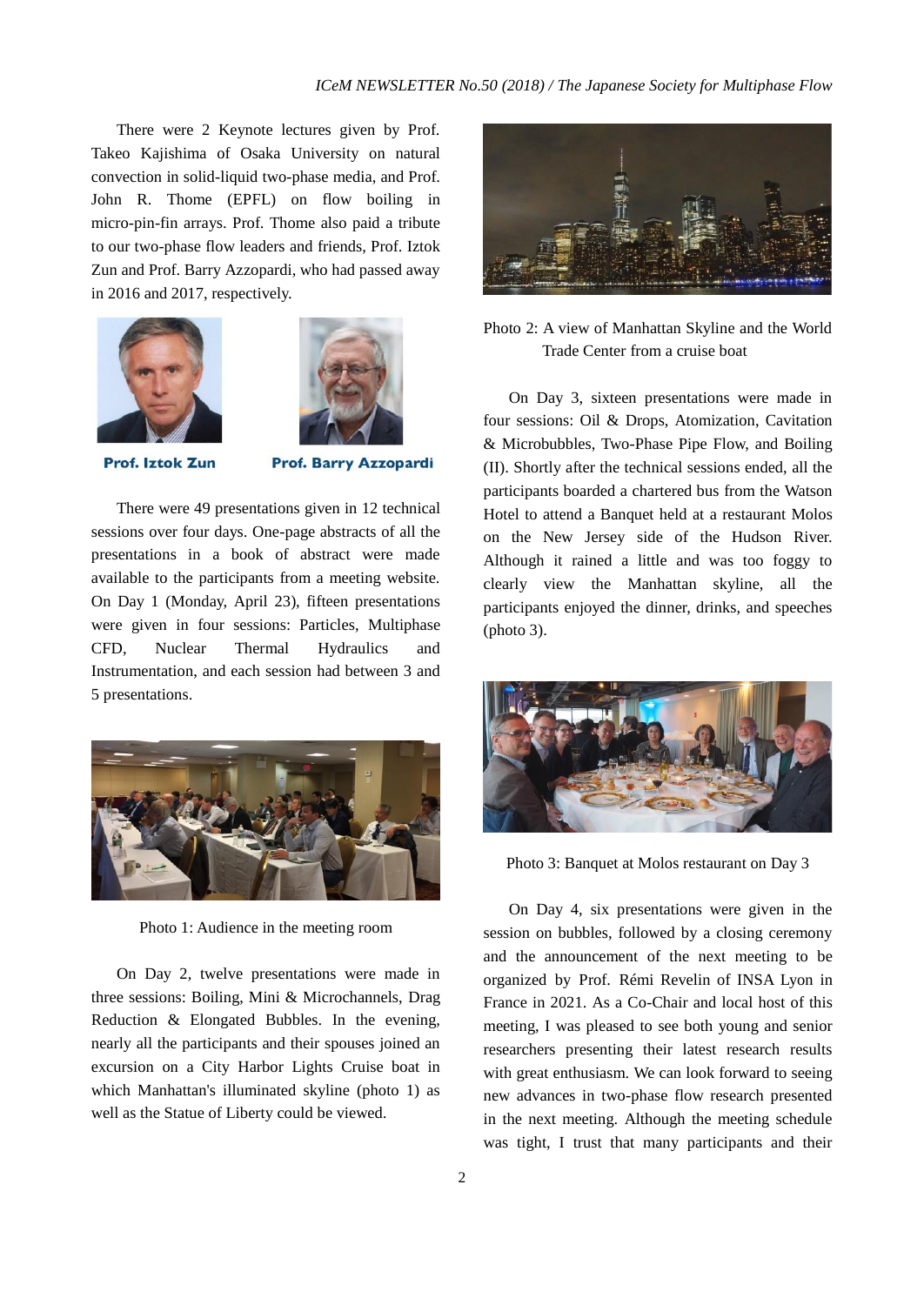There were 2 Keynote lectures given by Prof. Takeo Kajishima of Osaka University on natural convection in solid-liquid two-phase media, and Prof. John R. Thome (EPFL) on flow boiling in micro-pin-fin arrays. Prof. Thome also paid a tribute to our two-phase flow leaders and friends, Prof. Iztok Zun and Prof. Barry Azzopardi, who had passed away in 2016 and 2017, respectively.

**Prof. Iztok Zun**

**Prof. Barry Azzopardi**

There were 49 presentations given in 12 technical sessions over four days. One-page abstracts of all the presentations in a book of abstract were made available to the participants from a meeting website. On Day 1 (Monday, April 23), fifteen presentations were given in four sessions: Particles, Multiphase CFD, Nuclear Thermal Hydraulics and Instrumentation, and each session had between 3 and 5 presentations.

Photo 1: Audience in the meeting room

On Day 2, twelve presentations were made in three sessions: Boiling, Mini & Microchannels, Drag Reduction & Elongated Bubbles. In the evening, nearly all the participants and their spouses joined an excursion on a City Harbor Lights Cruise boat in which Manhattan's illuminated skyline (photo 1) as well as the Statue of Liberty could be viewed.

Photo 2: A view of Manhattan Skyline and the World Trade Center from a cruise boat

On Day 3, sixteen presentations were made in four sessions: Oil & Drops, Atomization, Cavitation & Microbubbles, Two-Phase Pipe Flow, and Boiling (II). Shortly after the technical sessions ended, all the participants boarded a chartered bus from the Watson Hotel to attend a Banquet held at a restaurant Molos on the New Jersey side of the Hudson River. Although it rained a little and was too foggy to clearly view the Manhattan skyline, all the participants enjoyed the dinner, drinks, and speeches (photo 3).

Photo 3: Banquet at Molos restaurant on Day 3

On Day 4, six presentations were given in the session on bubbles, followed by a closing ceremony and the announcement of the next meeting to be organized by Prof. Rémi Revelin of INSA Lyon in France in 2021. As a Co-Chair and local host of this meeting, I was pleased to see both young and senior researchers presenting their latest research results with great enthusiasm. We can look forward to seeing new advances in two-phase flow research presented in the next meeting. Although the meeting schedule was tight, I trust that many participants and their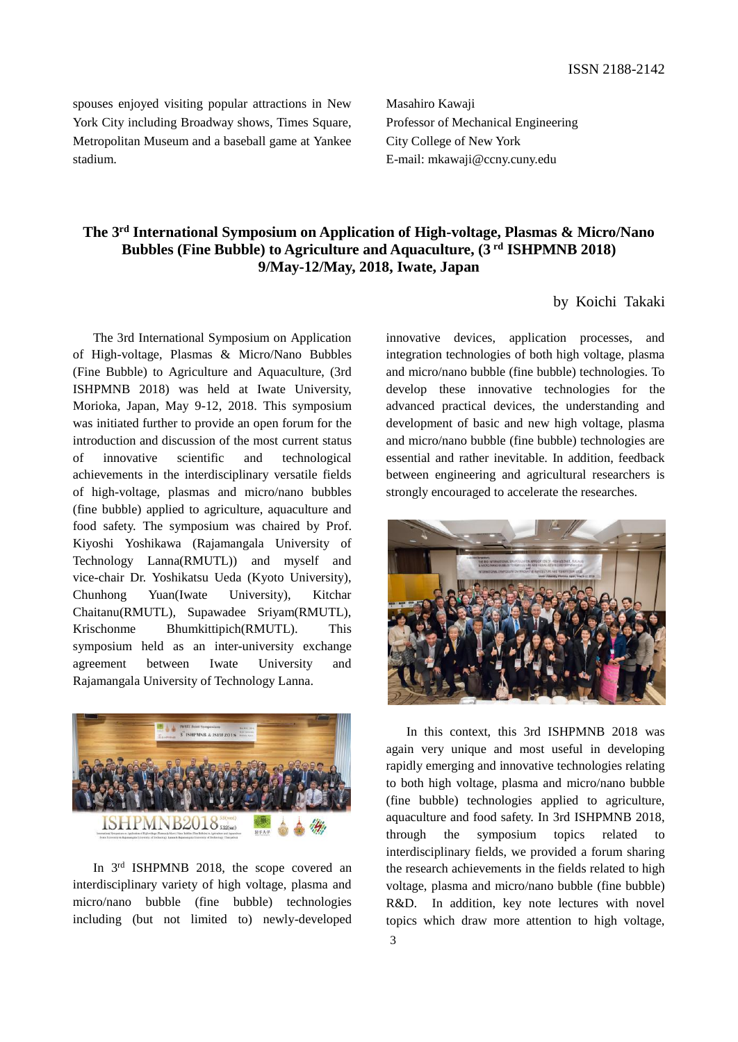spouses enjoyed visiting popular attractions in New York City including Broadway shows, Times Square, Metropolitan Museum and a baseball game at Yankee stadium.

Masahiro Kawaji
Professor of Mechanical Engineering
City College of New York
E-mail: mkawaji@ccny.cuny.edu

## The 3rd International Symposium on Application of High-voltage, Plasmas & Micro/Nano Bubbles (Fine Bubble) to Agriculture and Aquaculture, (3 rd ISHPMNB 2018) 9/May-12/May, 2018, Iwate, Japan

by Koichi Takaki

The 3rd International Symposium on Application of High-voltage, Plasmas & Micro/Nano Bubbles (Fine Bubble) to Agriculture and Aquaculture, (3rd ISHPMNB 2018) was held at Iwate University, Morioka, Japan, May 9-12, 2018. This symposium was initiated further to provide an open forum for the introduction and discussion of the most current status of innovative scientific and technological achievements in the interdisciplinary versatile fields of high-voltage, plasmas and micro/nano bubbles (fine bubble) applied to agriculture, aquaculture and food safety. The symposium was chaired by Prof. Kiyoshi Yoshikawa (Rajamangala University of Technology Lanna(RMUTL)) and myself and vice-chair Dr. Yoshikatsu Ueda (Kyoto University), Chunhong Yuan(Iwate University), Kitchar Chaitanu(RMUTL), Supawadee Sriyam(RMUTL), Krischonme Bhumkittipich(RMUTL). This symposium held as an inter-university exchange agreement between Iwate University and Rajamangala University of Technology Lanna.

In 3rd ISHPMNB 2018, the scope covered an interdisciplinary variety of high voltage, plasma and micro/nano bubble (fine bubble) technologies including (but not limited to) newly-developed innovative devices, application processes, and integration technologies of both high voltage, plasma and micro/nano bubble (fine bubble) technologies. To develop these innovative technologies for the advanced practical devices, the understanding and development of basic and new high voltage, plasma and micro/nano bubble (fine bubble) technologies are essential and rather inevitable. In addition, feedback between engineering and agricultural researchers is strongly encouraged to accelerate the researches.

In this context, this 3rd ISHPMNB 2018 was again very unique and most useful in developing rapidly emerging and innovative technologies relating to both high voltage, plasma and micro/nano bubble (fine bubble) technologies applied to agriculture, aquaculture and food safety. In 3rd ISHPMNB 2018, through the symposium topics related to interdisciplinary fields, we provided a forum sharing the research achievements in the fields related to high voltage, plasma and micro/nano bubble (fine bubble) R&D. In addition, key note lectures with novel topics which draw more attention to high voltage,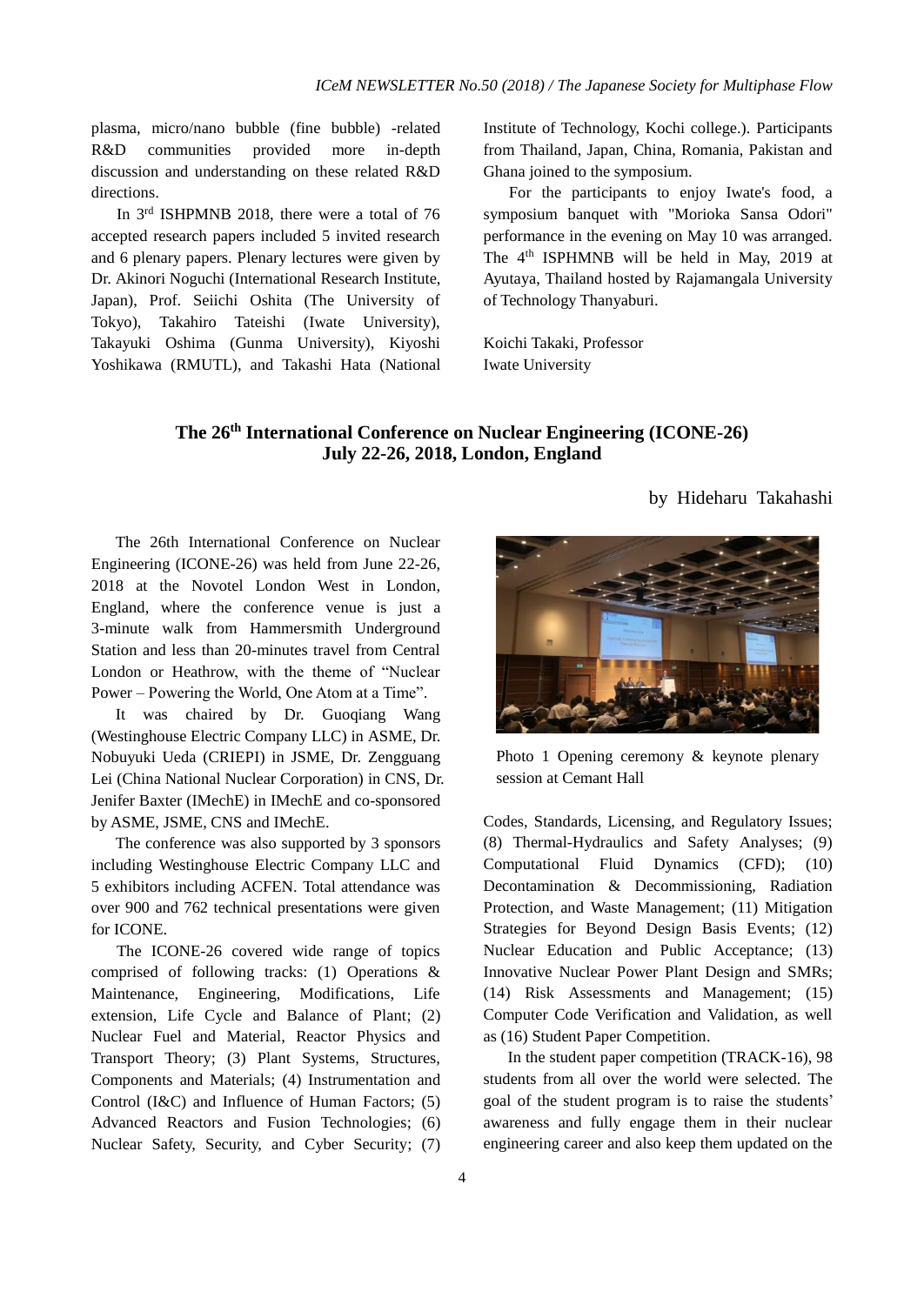plasma, micro/nano bubble (fine bubble) -related R&D communities provided more in-depth discussion and understanding on these related R&D directions.

In 3rd ISHPMNB 2018, there were a total of 76 accepted research papers included 5 invited research and 6 plenary papers. Plenary lectures were given by Dr. Akinori Noguchi (International Research Institute, Japan), Prof. Seiichi Oshita (The University of Tokyo), Takahiro Tateishi (Iwate University), Takayuki Oshima (Gunma University), Kiyoshi Yoshikawa (RMUTL), and Takashi Hata (National Institute of Technology, Kochi college.). Participants from Thailand, Japan, China, Romania, Pakistan and Ghana joined to the symposium.

For the participants to enjoy Iwate's food, a symposium banquet with "Morioka Sansa Odori" performance in the evening on May 10 was arranged. The 4th ISPHMNB will be held in May, 2019 at Ayutaya, Thailand hosted by Rajamangala University of Technology Thanyaburi.

Koichi Takaki, Professor
Iwate University

## The 26th International Conference on Nuclear Engineering (ICONE-26) July 22-26, 2018, London, England

by Hideharu Takahashi

The 26th International Conference on Nuclear Engineering (ICONE-26) was held from June 22-26, 2018 at the Novotel London West in London, England, where the conference venue is just a 3-minute walk from Hammersmith Underground Station and less than 20-minutes travel from Central London or Heathrow, with the theme of "Nuclear Power – Powering the World, One Atom at a Time".

It was chaired by Dr. Guoqiang Wang (Westinghouse Electric Company LLC) in ASME, Dr. Nobuyuki Ueda (CRIEPI) in JSME, Dr. Zengguang Lei (China National Nuclear Corporation) in CNS, Dr. Jenifer Baxter (IMechE) in IMechE and co-sponsored by ASME, JSME, CNS and IMechE.

The conference was also supported by 3 sponsors including Westinghouse Electric Company LLC and 5 exhibitors including ACFEN. Total attendance was over 900 and 762 technical presentations were given for ICONE.

The ICONE-26 covered wide range of topics comprised of following tracks: (1) Operations & Maintenance, Engineering, Modifications, Life extension, Life Cycle and Balance of Plant; (2) Nuclear Fuel and Material, Reactor Physics and Transport Theory; (3) Plant Systems, Structures, Components and Materials; (4) Instrumentation and Control (I&C) and Influence of Human Factors; (5) Advanced Reactors and Fusion Technologies; (6) Nuclear Safety, Security, and Cyber Security; (7) Codes, Standards, Licensing, and Regulatory Issues; (8) Thermal-Hydraulics and Safety Analyses; (9) Computational Fluid Dynamics (CFD); (10) Decontamination & Decommissioning, Radiation Protection, and Waste Management; (11) Mitigation Strategies for Beyond Design Basis Events; (12) Nuclear Education and Public Acceptance; (13) Innovative Nuclear Power Plant Design and SMRs; (14) Risk Assessments and Management; (15) Computer Code Verification and Validation, as well as (16) Student Paper Competition.

Photo 1 Opening ceremony & keynote plenary session at Cemant Hall

In the student paper competition (TRACK-16), 98 students from all over the world were selected. The goal of the student program is to raise the students' awareness and fully engage them in their nuclear engineering career and also keep them updated on the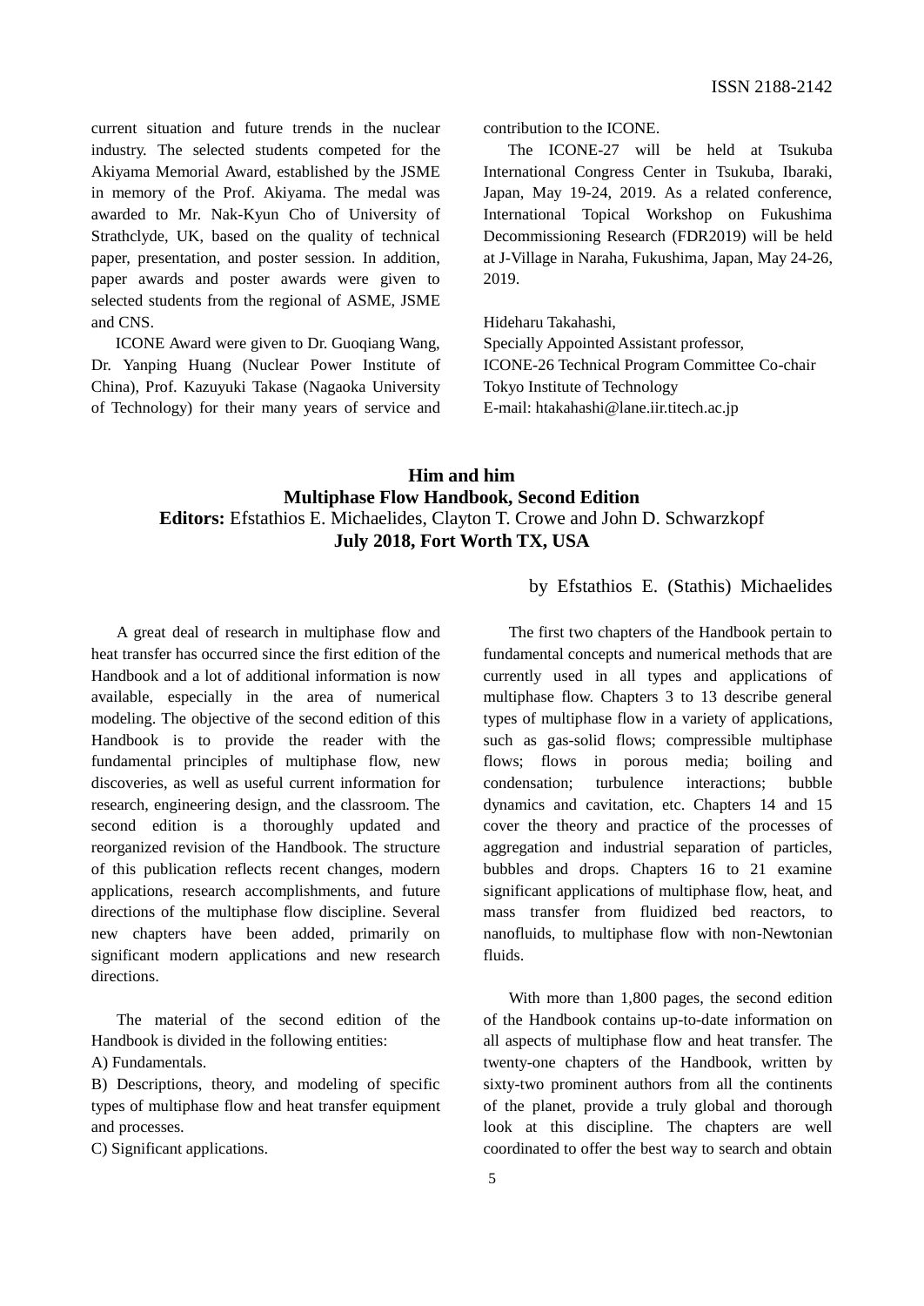current situation and future trends in the nuclear industry. The selected students competed for the Akiyama Memorial Award, established by the JSME in memory of the Prof. Akiyama. The medal was awarded to Mr. Nak-Kyun Cho of University of Strathclyde, UK, based on the quality of technical paper, presentation, and poster session. In addition, paper awards and poster awards were given to selected students from the regional of ASME, JSME and CNS.

ICONE Award were given to Dr. Guoqiang Wang, Dr. Yanping Huang (Nuclear Power Institute of China), Prof. Kazuyuki Takase (Nagaoka University of Technology) for their many years of service and contribution to the ICONE.

The ICONE-27 will be held at Tsukuba International Congress Center in Tsukuba, Ibaraki, Japan, May 19-24, 2019. As a related conference, International Topical Workshop on Fukushima Decommissioning Research (FDR2019) will be held at J-Village in Naraha, Fukushima, Japan, May 24-26, 2019.

Hideharu Takahashi,
Specially Appointed Assistant professor,
ICONE-26 Technical Program Committee Co-chair
Tokyo Institute of Technology
E-mail: htakahashi@lane.iir.titech.ac.jp

## Him and him
## Multiphase Flow Handbook, Second Edition

**Editors:** Efstathios E. Michaelides, Clayton T. Crowe and John D. Schwarzkopf
**July 2018, Fort Worth TX, USA**

by Efstathios E. (Stathis) Michaelides

A great deal of research in multiphase flow and heat transfer has occurred since the first edition of the Handbook and a lot of additional information is now available, especially in the area of numerical modeling. The objective of the second edition of this Handbook is to provide the reader with the fundamental principles of multiphase flow, new discoveries, as well as useful current information for research, engineering design, and the classroom. The second edition is a thoroughly updated and reorganized revision of the Handbook. The structure of this publication reflects recent changes, modern applications, research accomplishments, and future directions of the multiphase flow discipline. Several new chapters have been added, primarily on significant modern applications and new research directions.

The material of the second edition of the Handbook is divided in the following entities:

A) Fundamentals.

B) Descriptions, theory, and modeling of specific types of multiphase flow and heat transfer equipment and processes.

C) Significant applications.

The first two chapters of the Handbook pertain to fundamental concepts and numerical methods that are currently used in all types and applications of multiphase flow. Chapters 3 to 13 describe general types of multiphase flow in a variety of applications, such as gas-solid flows; compressible multiphase flows; flows in porous media; boiling and condensation; turbulence interactions; bubble dynamics and cavitation, etc. Chapters 14 and 15 cover the theory and practice of the processes of aggregation and industrial separation of particles, bubbles and drops. Chapters 16 to 21 examine significant applications of multiphase flow, heat, and mass transfer from fluidized bed reactors, to nanofluids, to multiphase flow with non-Newtonian fluids.

With more than 1,800 pages, the second edition of the Handbook contains up-to-date information on all aspects of multiphase flow and heat transfer. The twenty-one chapters of the Handbook, written by sixty-two prominent authors from all the continents of the planet, provide a truly global and thorough look at this discipline. The chapters are well coordinated to offer the best way to search and obtain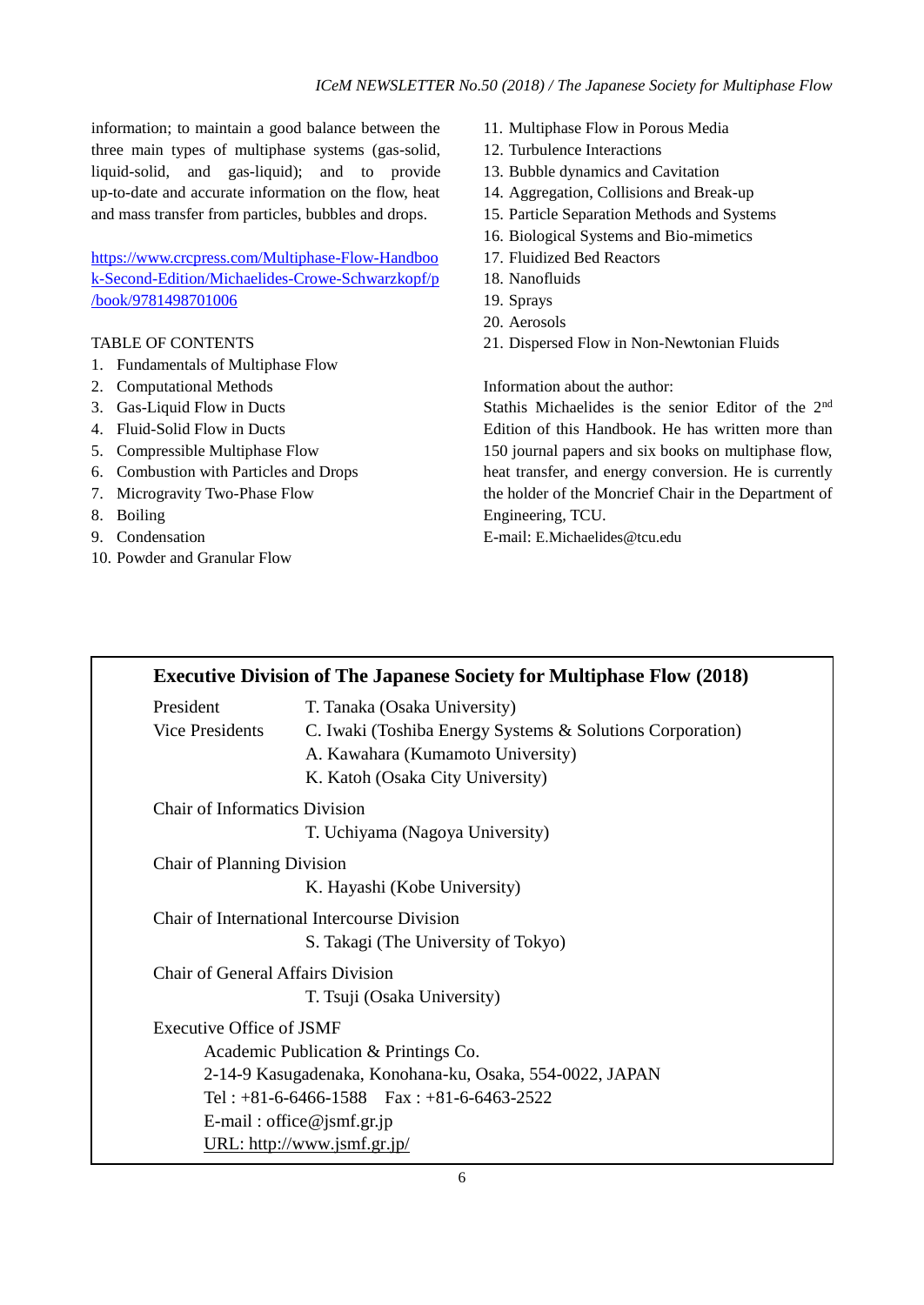information; to maintain a good balance between the three main types of multiphase systems (gas-solid, liquid-solid, and gas-liquid); and to provide up-to-date and accurate information on the flow, heat and mass transfer from particles, bubbles and drops.

https://www.crcpress.com/Multiphase-Flow-Handbook-Second-Edition/Michaelides-Crowe-Schwarzkopf/p/book/9781498701006

TABLE OF CONTENTS

1. Fundamentals of Multiphase Flow
2. Computational Methods
3. Gas-Liquid Flow in Ducts
4. Fluid-Solid Flow in Ducts
5. Compressible Multiphase Flow
6. Combustion with Particles and Drops
7. Microgravity Two-Phase Flow
8. Boiling
9. Condensation
10. Powder and Granular Flow
11. Multiphase Flow in Porous Media
12. Turbulence Interactions
13. Bubble dynamics and Cavitation
14. Aggregation, Collisions and Break-up
15. Particle Separation Methods and Systems
16. Biological Systems and Bio-mimetics
17. Fluidized Bed Reactors
18. Nanofluids
19. Sprays
20. Aerosols
21. Dispersed Flow in Non-Newtonian Fluids

Information about the author:
Stathis Michaelides is the senior Editor of the 2nd Edition of this Handbook. He has written more than 150 journal papers and six books on multiphase flow, heat transfer, and energy conversion. He is currently the holder of the Moncrief Chair in the Department of Engineering, TCU.
E-mail: E.Michaelides@tcu.edu

**Executive Division of The Japanese Society for Multiphase Flow (2018)**

President T. Tanaka (Osaka University)
Vice Presidents C. Iwaki (Toshiba Energy Systems & Solutions Corporation)
A. Kawahara (Kumamoto University)
K. Katoh (Osaka City University)

Chair of Informatics Division
T. Uchiyama (Nagoya University)

Chair of Planning Division
K. Hayashi (Kobe University)

Chair of International Intercourse Division
S. Takagi (The University of Tokyo)

Chair of General Affairs Division
T. Tsuji (Osaka University)

Executive Office of JSMF
Academic Publication & Printings Co.
2-14-9 Kasugadenaka, Konohana-ku, Osaka, 554-0022, JAPAN
Tel : +81-6-6466-1588 Fax : +81-6-6463-2522
E-mail : office@jsmf.gr.jp
URL: http://www.jsmf.gr.jp/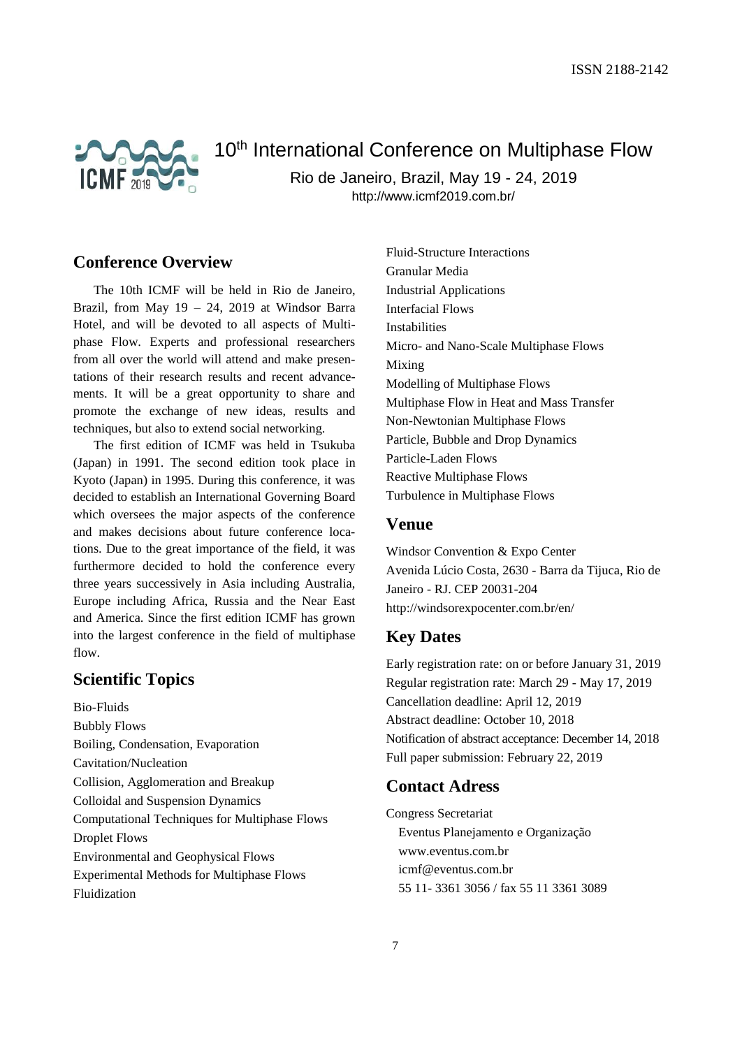ISSN 2188-2142

# 10th International Conference on Multiphase Flow

Rio de Janeiro, Brazil, May 19 - 24, 2019

http://www.icmf2019.com.br/

## Conference Overview

The 10th ICMF will be held in Rio de Janeiro, Brazil, from May 19 – 24, 2019 at Windsor Barra Hotel, and will be devoted to all aspects of Multiphase Flow. Experts and professional researchers from all over the world will attend and make presentations of their research results and recent advancements. It will be a great opportunity to share and promote the exchange of new ideas, results and techniques, but also to extend social networking.

The first edition of ICMF was held in Tsukuba (Japan) in 1991. The second edition took place in Kyoto (Japan) in 1995. During this conference, it was decided to establish an International Governing Board which oversees the major aspects of the conference and makes decisions about future conference locations. Due to the great importance of the field, it was furthermore decided to hold the conference every three years successively in Asia including Australia, Europe including Africa, Russia and the Near East and America. Since the first edition ICMF has grown into the largest conference in the field of multiphase flow.

## Scientific Topics

Bio-Fluids
Bubbly Flows
Boiling, Condensation, Evaporation
Cavitation/Nucleation
Collision, Agglomeration and Breakup
Colloidal and Suspension Dynamics
Computational Techniques for Multiphase Flows
Droplet Flows
Environmental and Geophysical Flows
Experimental Methods for Multiphase Flows
Fluidization
Fluid-Structure Interactions
Granular Media
Industrial Applications
Interfacial Flows
Instabilities
Micro- and Nano-Scale Multiphase Flows
Mixing
Modelling of Multiphase Flows
Multiphase Flow in Heat and Mass Transfer
Non-Newtonian Multiphase Flows
Particle, Bubble and Drop Dynamics
Particle-Laden Flows
Reactive Multiphase Flows
Turbulence in Multiphase Flows

## Venue

Windsor Convention & Expo Center
Avenida Lúcio Costa, 2630 - Barra da Tijuca, Rio de Janeiro - RJ. CEP 20031-204
http://windsorexpocenter.com.br/en/

## Key Dates

Early registration rate: on or before January 31, 2019
Regular registration rate: March 29 - May 17, 2019
Cancellation deadline: April 12, 2019
Abstract deadline: October 10, 2018
Notification of abstract acceptance: December 14, 2018
Full paper submission: February 22, 2019

## Contact Adress

Congress Secretariat
Eventus Planejamento e Organização
www.eventus.com.br
icmf@eventus.com.br
55 11- 3361 3056 / fax 55 11 3361 3089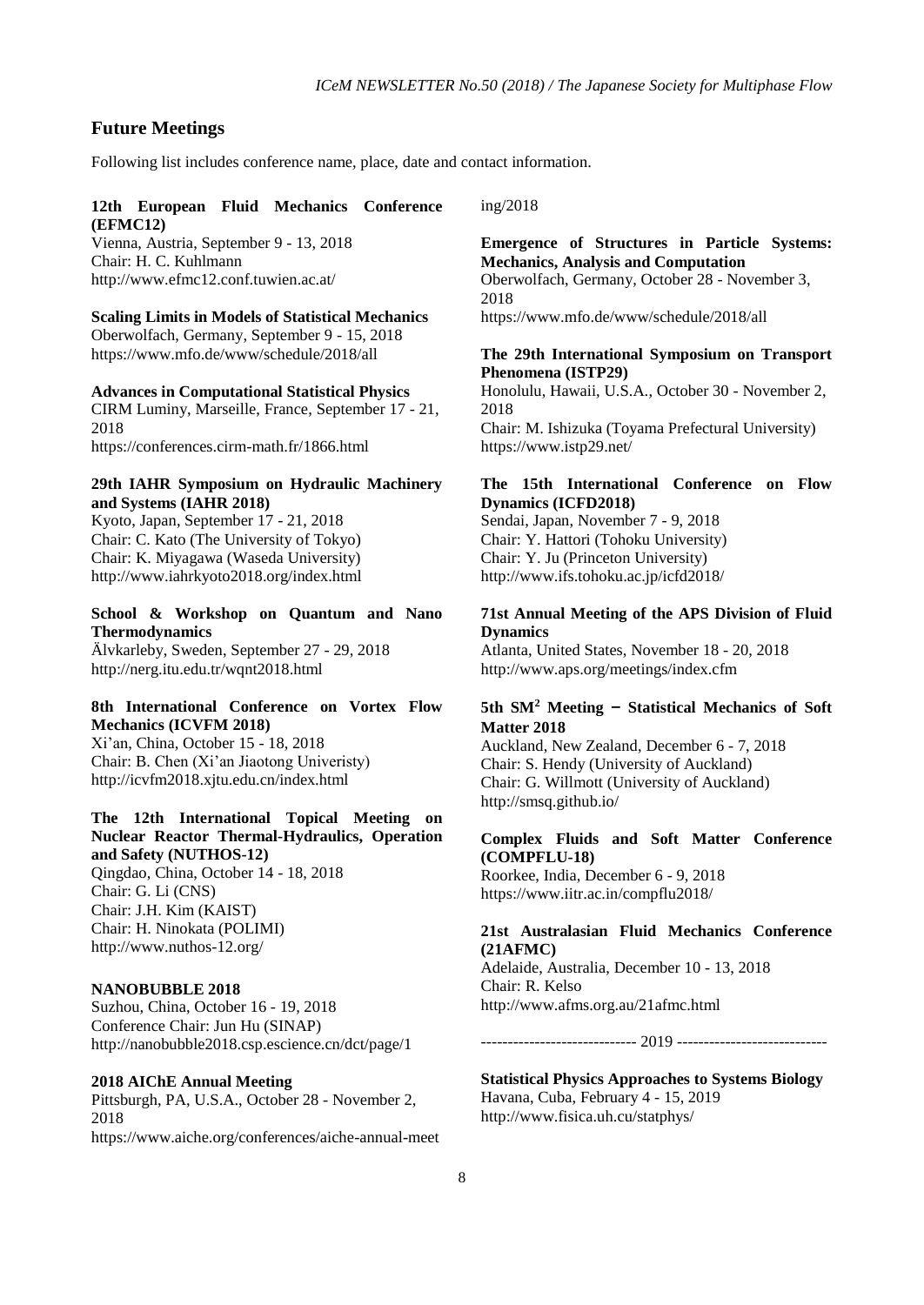## Future Meetings

Following list includes conference name, place, date and contact information.

**12th European Fluid Mechanics Conference (EFMC12)**
Vienna, Austria, September 9 - 13, 2018
Chair: H. C. Kuhlmann
http://www.efmc12.conf.tuwien.ac.at/

**Scaling Limits in Models of Statistical Mechanics**
Oberwolfach, Germany, September 9 - 15, 2018
https://www.mfo.de/www/schedule/2018/all

**Advances in Computational Statistical Physics**
CIRM Luminy, Marseille, France, September 17 - 21, 2018
https://conferences.cirm-math.fr/1866.html

**29th IAHR Symposium on Hydraulic Machinery and Systems (IAHR 2018)**
Kyoto, Japan, September 17 - 21, 2018
Chair: C. Kato (The University of Tokyo)
Chair: K. Miyagawa (Waseda University)
http://www.iahrkyoto2018.org/index.html

**School & Workshop on Quantum and Nano Thermodynamics**
Älvkarleby, Sweden, September 27 - 29, 2018
http://nerg.itu.edu.tr/wqnt2018.html

**8th International Conference on Vortex Flow Mechanics (ICVFM 2018)**
Xi'an, China, October 15 - 18, 2018
Chair: B. Chen (Xi'an Jiaotong Univeristy)
http://icvfm2018.xjtu.edu.cn/index.html

**The 12th International Topical Meeting on Nuclear Reactor Thermal-Hydraulics, Operation and Safety (NUTHOS-12)**
Qingdao, China, October 14 - 18, 2018
Chair: G. Li (CNS)
Chair: J.H. Kim (KAIST)
Chair: H. Ninokata (POLIMI)
http://www.nuthos-12.org/

**NANOBUBBLE 2018**
Suzhou, China, October 16 - 19, 2018
Conference Chair: Jun Hu (SINAP)
http://nanobubble2018.csp.escience.cn/dct/page/1

**2018 AIChE Annual Meeting**
Pittsburgh, PA, U.S.A., October 28 - November 2, 2018
https://www.aiche.org/conferences/aiche-annual-meeting/2018

**Emergence of Structures in Particle Systems: Mechanics, Analysis and Computation**
Oberwolfach, Germany, October 28 - November 3, 2018
https://www.mfo.de/www/schedule/2018/all

**The 29th International Symposium on Transport Phenomena (ISTP29)**
Honolulu, Hawaii, U.S.A., October 30 - November 2, 2018
Chair: M. Ishizuka (Toyama Prefectural University)
https://www.istp29.net/

**The 15th International Conference on Flow Dynamics (ICFD2018)**
Sendai, Japan, November 7 - 9, 2018
Chair: Y. Hattori (Tohoku University)
Chair: Y. Ju (Princeton University)
http://www.ifs.tohoku.ac.jp/icfd2018/

**71st Annual Meeting of the APS Division of Fluid Dynamics**
Atlanta, United States, November 18 - 20, 2018
http://www.aps.org/meetings/index.cfm

**5th SM$^2$ Meeting – Statistical Mechanics of Soft Matter 2018**
Auckland, New Zealand, December 6 - 7, 2018
Chair: S. Hendy (University of Auckland)
Chair: G. Willmott (University of Auckland)
http://smsq.github.io/

**Complex Fluids and Soft Matter Conference (COMPFLU-18)**
Roorkee, India, December 6 - 9, 2018
https://www.iitr.ac.in/compflu2018/

**21st Australasian Fluid Mechanics Conference (21AFMC)**
Adelaide, Australia, December 10 - 13, 2018
Chair: R. Kelso
http://www.afms.org.au/21afmc.html

----------------------------- 2019 ----------------------------

**Statistical Physics Approaches to Systems Biology**
Havana, Cuba, February 4 - 15, 2019
http://www.fisica.uh.cu/statphys/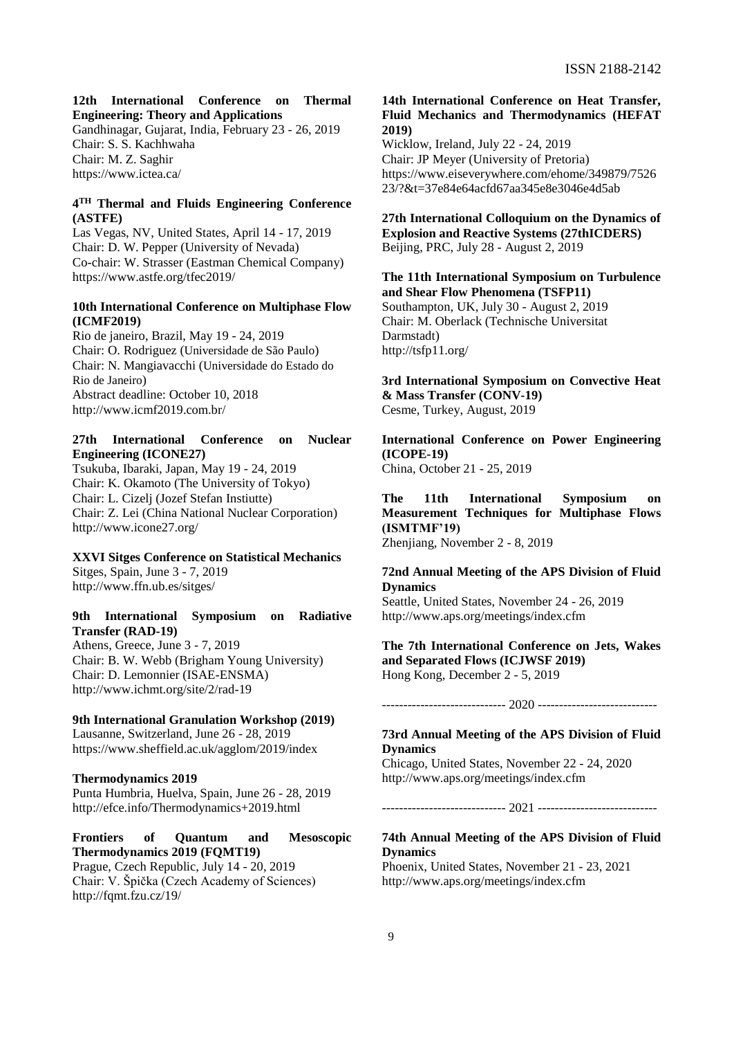**12th International Conference on Thermal Engineering: Theory and Applications**
Gandhinagar, Gujarat, India, February 23 - 26, 2019
Chair: S. S. Kachhwaha
Chair: M. Z. Saghir
https://www.ictea.ca/

**4TH Thermal and Fluids Engineering Conference (ASTFE)**
Las Vegas, NV, United States, April 14 - 17, 2019
Chair: D. W. Pepper (University of Nevada)
Co-chair: W. Strasser (Eastman Chemical Company)
https://www.astfe.org/tfec2019/

**10th International Conference on Multiphase Flow (ICMF2019)**
Rio de janeiro, Brazil, May 19 - 24, 2019
Chair: O. Rodriguez (Universidade de São Paulo)
Chair: N. Mangiavacchi (Universidade do Estado do Rio de Janeiro)
Abstract deadline: October 10, 2018
http://www.icmf2019.com.br/

**27th International Conference on Nuclear Engineering (ICONE27)**
Tsukuba, Ibaraki, Japan, May 19 - 24, 2019
Chair: K. Okamoto (The University of Tokyo)
Chair: L. Cizelj (Jozef Stefan Instiutte)
Chair: Z. Lei (China National Nuclear Corporation)
http://www.icone27.org/

**XXVI Sitges Conference on Statistical Mechanics**
Sitges, Spain, June 3 - 7, 2019
http://www.ffn.ub.es/sitges/

**9th International Symposium on Radiative Transfer (RAD-19)**
Athens, Greece, June 3 - 7, 2019
Chair: B. W. Webb (Brigham Young University)
Chair: D. Lemonnier (ISAE-ENSMA)
http://www.ichmt.org/site/2/rad-19

**9th International Granulation Workshop (2019)**
Lausanne, Switzerland, June 26 - 28, 2019
https://www.sheffield.ac.uk/agglom/2019/index

**Thermodynamics 2019**
Punta Humbria, Huelva, Spain, June 26 - 28, 2019
http://efce.info/Thermodynamics+2019.html

**Frontiers of Quantum and Mesoscopic Thermodynamics 2019 (FQMT19)**
Prague, Czech Republic, July 14 - 20, 2019
Chair: V. Špička (Czech Academy of Sciences)
http://fqmt.fzu.cz/19/

**14th International Conference on Heat Transfer, Fluid Mechanics and Thermodynamics (HEFAT 2019)**
Wicklow, Ireland, July 22 - 24, 2019
Chair: JP Meyer (University of Pretoria)
https://www.eiseverywhere.com/ehome/349879/752623/?&t=37e84e64acfd67aa345e8e3046e4d5ab

**27th International Colloquium on the Dynamics of Explosion and Reactive Systems (27thICDERS)**
Beijing, PRC, July 28 - August 2, 2019

**The 11th International Symposium on Turbulence and Shear Flow Phenomena (TSFP11)**
Southampton, UK, July 30 - August 2, 2019
Chair: M. Oberlack (Technische Universitat Darmstadt)
http://tsfp11.org/

**3rd International Symposium on Convective Heat & Mass Transfer (CONV-19)**
Cesme, Turkey, August, 2019

**International Conference on Power Engineering (ICOPE-19)**
China, October 21 - 25, 2019

**The 11th International Symposium on Measurement Techniques for Multiphase Flows (ISMTMF'19)**
Zhenjiang, November 2 - 8, 2019

**72nd Annual Meeting of the APS Division of Fluid Dynamics**
Seattle, United States, November 24 - 26, 2019
http://www.aps.org/meetings/index.cfm

**The 7th International Conference on Jets, Wakes and Separated Flows (ICJWSF 2019)**
Hong Kong, December 2 - 5, 2019

----------------------------- 2020 ----------------------------

**73rd Annual Meeting of the APS Division of Fluid Dynamics**
Chicago, United States, November 22 - 24, 2020
http://www.aps.org/meetings/index.cfm

----------------------------- 2021 ----------------------------

**74th Annual Meeting of the APS Division of Fluid Dynamics**
Phoenix, United States, November 21 - 23, 2021
http://www.aps.org/meetings/index.cfm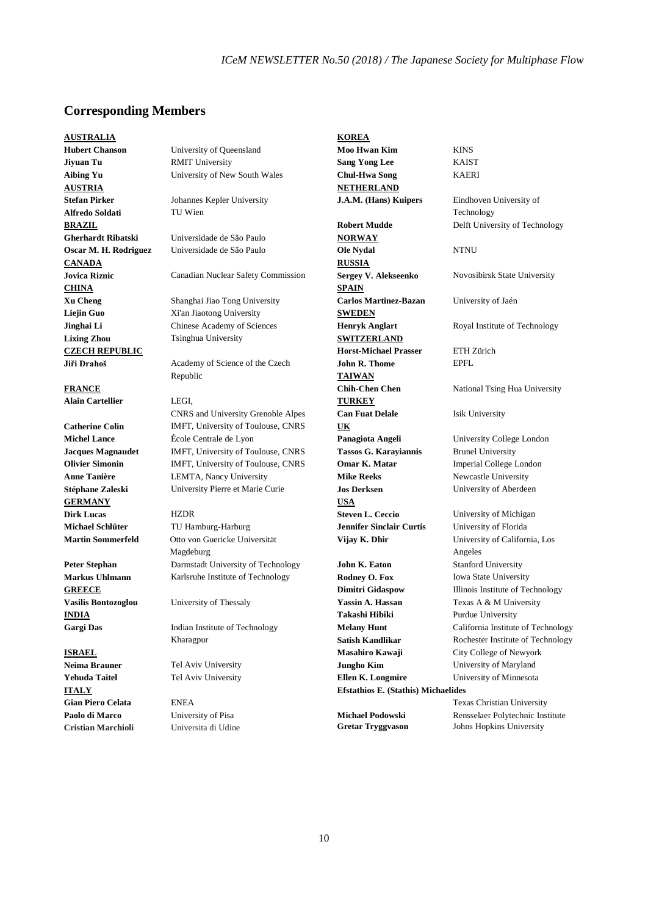## Corresponding Members

**AUSTRALIA**

**Hubert Chanson** University of Queensland
**Jiyuan Tu** RMIT University
**Aibing Yu** University of New South Wales

**AUSTRIA**

**Stefan Pirker** Johannes Kepler University
**Alfredo Soldati** TU Wien

**BRAZIL**

**Gherhardt Ribatski** Universidade de São Paulo
**Oscar M. H. Rodriguez** Universidade de São Paulo

**CANADA**

**Jovica Riznic** Canadian Nuclear Safety Commission

**CHINA**

**Xu Cheng** Shanghai Jiao Tong University
**Liejin Guo** Xi'an Jiaotong University
**Jinghai Li** Chinese Academy of Sciences
**Lixing Zhou** Tsinghua University

**CZECH REPUBLIC**

**Jiři Drahoš** Academy of Science of the Czech Republic

**FRANCE**

**Alain Cartellier** LEGI, CNRS and University Grenoble Alpes
**Catherine Colin** IMFT, University of Toulouse, CNRS
**Michel Lance** École Centrale de Lyon
**Jacques Magnaudet** IMFT, University of Toulouse, CNRS
**Olivier Simonin** IMFT, University of Toulouse, CNRS
**Anne Tanière** LEMTA, Nancy University
**Stéphane Zaleski** University Pierre et Marie Curie

**GERMANY**

**Dirk Lucas** HZDR
**Michael Schlüter** TU Hamburg-Harburg
**Martin Sommerfeld** Otto von Guericke Universität Magdeburg
**Peter Stephan** Darmstadt University of Technology
**Markus Uhlmann** Karlsruhe Institute of Technology

**GREECE**

**Vasilis Bontozoglou** University of Thessaly

**INDIA**

**Gargi Das** Indian Institute of Technology Kharagpur

**ISRAEL**

**Neima Brauner** Tel Aviv University
**Yehuda Taitel** Tel Aviv University

**ITALY**

**Gian Piero Celata** ENEA
**Paolo di Marco** University of Pisa
**Cristian Marchioli** Universita di Udine

**KOREA**

**Moo Hwan Kim** KINS
**Sang Yong Lee** KAIST
**Chul-Hwa Song** KAERI

**NETHERLAND**

**J.A.M. (Hans) Kuipers** Eindhoven University of Technology
**Robert Mudde** Delft University of Technology

**NORWAY**

**Ole Nydal** NTNU

**RUSSIA**

**Sergey V. Alekseenko** Novosibirsk State University

**SPAIN**

**Carlos Martinez-Bazan** University of Jaén

**SWEDEN**

**Henryk Anglart** Royal Institute of Technology

**SWITZERLAND**

**Horst-Michael Prasser** ETH Zürich
**John R. Thome** EPFL

**TAIWAN**

**Chih-Chen Chen** National Tsing Hua University

**TURKEY**

**Can Fuat Delale** Isik University

**UK**

**Panagiota Angeli** University College London
**Tassos G. Karayiannis** Brunel University
**Omar K. Matar** Imperial College London
**Mike Reeks** Newcastle University
**Jos Derksen** University of Aberdeen

**USA**

**Steven L. Ceccio** University of Michigan
**Jennifer Sinclair Curtis** University of Florida
**Vijay K. Dhir** University of California, Los Angeles
**John K. Eaton** Stanford University
**Rodney O. Fox** Iowa State University
**Dimitri Gidaspow** Illinois Institute of Technology
**Yassin A. Hassan** Texas A & M University
**Takashi Hibiki** Purdue University
**Melany Hunt** California Institute of Technology
**Satish Kandlikar** Rochester Institute of Technology
**Masahiro Kawaji** City College of Newyork
**Jungho Kim** University of Maryland
**Ellen K. Longmire** University of Minnesota
**Efstathios E. (Stathis) Michaelides** Texas Christian University
**Michael Podowski** Rensselaer Polytechnic Institute
**Gretar Tryggvason** Johns Hopkins University